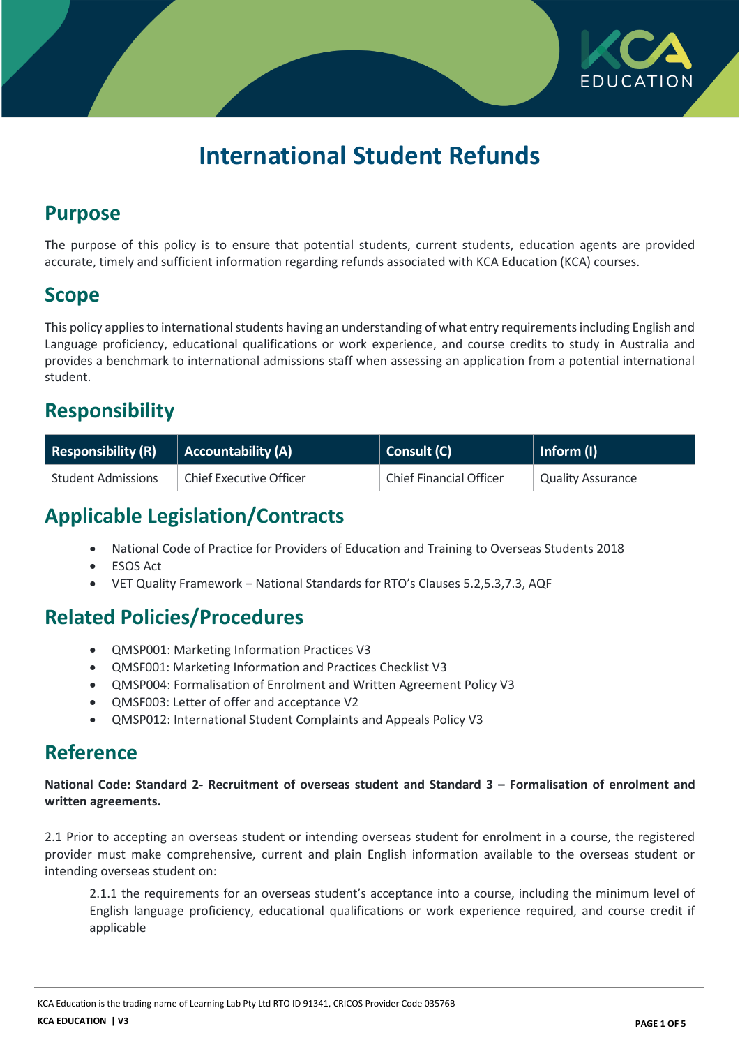# International Student Refunds

## Purpose

The purpose of this policy is to ensure that potential students, current students, education agents are provided accurate, timely and sufficient information regarding refunds associated with KCA Education (KCA) courses.

## Scope

This policy applies to international students having an understanding of what entry requirements including English and Language proficiency, educational qualifications or work experience, and course credits to study in Australia and provides a benchmark to international admissions staff when assessing an application from a potential international student.

## Responsibility

| Responsibility (R) | Accountability (A) | Consult (C) | Inform (I) |
|---|---|---|---|
| Student Admissions | Chief Executive Officer | Chief Financial Officer | Quality Assurance |

## Applicable Legislation/Contracts

- National Code of Practice for Providers of Education and Training to Overseas Students 2018
- ESOS Act
- VET Quality Framework – National Standards for RTO's Clauses 5.2,5.3,7.3, AQF

## Related Policies/Procedures

- QMSP001: Marketing Information Practices V3
- QMSF001: Marketing Information and Practices Checklist V3
- QMSP004: Formalisation of Enrolment and Written Agreement Policy V3
- QMSF003: Letter of offer and acceptance V2
- QMSP012: International Student Complaints and Appeals Policy V3

## Reference

**National Code: Standard 2- Recruitment of overseas student and Standard 3 – Formalisation of enrolment and written agreements.**

2.1 Prior to accepting an overseas student or intending overseas student for enrolment in a course, the registered provider must make comprehensive, current and plain English information available to the overseas student or intending overseas student on:

> 2.1.1 the requirements for an overseas student's acceptance into a course, including the minimum level of English language proficiency, educational qualifications or work experience required, and course credit if applicable

KCA Education is the trading name of Learning Lab Pty Ltd RTO ID 91341, CRICOS Provider Code 03576B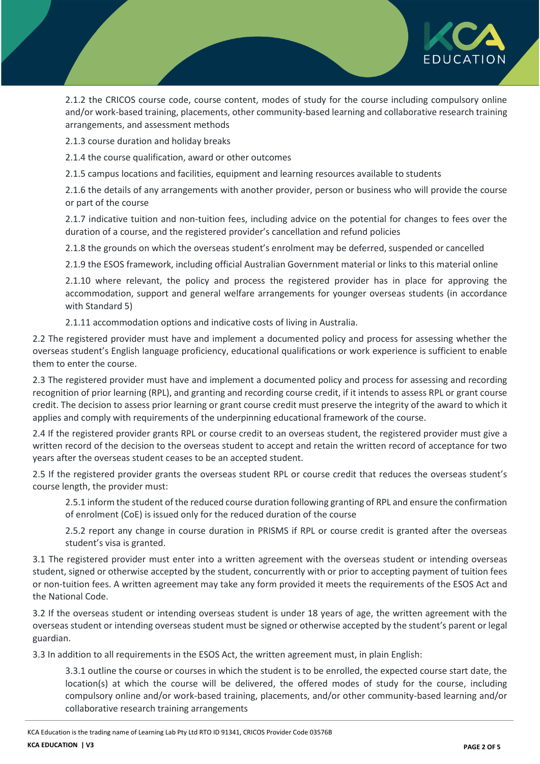2.1.2 the CRICOS course code, course content, modes of study for the course including compulsory online and/or work-based training, placements, other community-based learning and collaborative research training arrangements, and assessment methods

2.1.3 course duration and holiday breaks

2.1.4 the course qualification, award or other outcomes

2.1.5 campus locations and facilities, equipment and learning resources available to students

2.1.6 the details of any arrangements with another provider, person or business who will provide the course or part of the course

2.1.7 indicative tuition and non-tuition fees, including advice on the potential for changes to fees over the duration of a course, and the registered provider's cancellation and refund policies

2.1.8 the grounds on which the overseas student's enrolment may be deferred, suspended or cancelled

2.1.9 the ESOS framework, including official Australian Government material or links to this material online

2.1.10 where relevant, the policy and process the registered provider has in place for approving the accommodation, support and general welfare arrangements for younger overseas students (in accordance with Standard 5)

2.1.11 accommodation options and indicative costs of living in Australia.

2.2 The registered provider must have and implement a documented policy and process for assessing whether the overseas student's English language proficiency, educational qualifications or work experience is sufficient to enable them to enter the course.

2.3 The registered provider must have and implement a documented policy and process for assessing and recording recognition of prior learning (RPL), and granting and recording course credit, if it intends to assess RPL or grant course credit. The decision to assess prior learning or grant course credit must preserve the integrity of the award to which it applies and comply with requirements of the underpinning educational framework of the course.

2.4 If the registered provider grants RPL or course credit to an overseas student, the registered provider must give a written record of the decision to the overseas student to accept and retain the written record of acceptance for two years after the overseas student ceases to be an accepted student.

2.5 If the registered provider grants the overseas student RPL or course credit that reduces the overseas student's course length, the provider must:

2.5.1 inform the student of the reduced course duration following granting of RPL and ensure the confirmation of enrolment (CoE) is issued only for the reduced duration of the course

2.5.2 report any change in course duration in PRISMS if RPL or course credit is granted after the overseas student's visa is granted.

3.1 The registered provider must enter into a written agreement with the overseas student or intending overseas student, signed or otherwise accepted by the student, concurrently with or prior to accepting payment of tuition fees or non-tuition fees. A written agreement may take any form provided it meets the requirements of the ESOS Act and the National Code.

3.2 If the overseas student or intending overseas student is under 18 years of age, the written agreement with the overseas student or intending overseas student must be signed or otherwise accepted by the student's parent or legal guardian.

3.3 In addition to all requirements in the ESOS Act, the written agreement must, in plain English:

3.3.1 outline the course or courses in which the student is to be enrolled, the expected course start date, the location(s) at which the course will be delivered, the offered modes of study for the course, including compulsory online and/or work-based training, placements, and/or other community-based learning and/or collaborative research training arrangements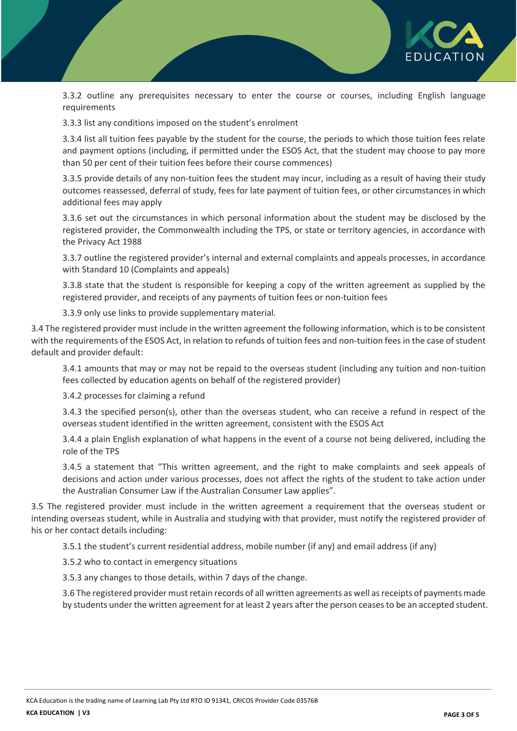3.3.2 outline any prerequisites necessary to enter the course or courses, including English language requirements

3.3.3 list any conditions imposed on the student's enrolment

3.3.4 list all tuition fees payable by the student for the course, the periods to which those tuition fees relate and payment options (including, if permitted under the ESOS Act, that the student may choose to pay more than 50 per cent of their tuition fees before their course commences)

3.3.5 provide details of any non-tuition fees the student may incur, including as a result of having their study outcomes reassessed, deferral of study, fees for late payment of tuition fees, or other circumstances in which additional fees may apply

3.3.6 set out the circumstances in which personal information about the student may be disclosed by the registered provider, the Commonwealth including the TPS, or state or territory agencies, in accordance with the Privacy Act 1988

3.3.7 outline the registered provider's internal and external complaints and appeals processes, in accordance with Standard 10 (Complaints and appeals)

3.3.8 state that the student is responsible for keeping a copy of the written agreement as supplied by the registered provider, and receipts of any payments of tuition fees or non-tuition fees

3.3.9 only use links to provide supplementary material.

3.4 The registered provider must include in the written agreement the following information, which is to be consistent with the requirements of the ESOS Act, in relation to refunds of tuition fees and non-tuition fees in the case of student default and provider default:

3.4.1 amounts that may or may not be repaid to the overseas student (including any tuition and non-tuition fees collected by education agents on behalf of the registered provider)

3.4.2 processes for claiming a refund

3.4.3 the specified person(s), other than the overseas student, who can receive a refund in respect of the overseas student identified in the written agreement, consistent with the ESOS Act

3.4.4 a plain English explanation of what happens in the event of a course not being delivered, including the role of the TPS

3.4.5 a statement that "This written agreement, and the right to make complaints and seek appeals of decisions and action under various processes, does not affect the rights of the student to take action under the Australian Consumer Law if the Australian Consumer Law applies".

3.5 The registered provider must include in the written agreement a requirement that the overseas student or intending overseas student, while in Australia and studying with that provider, must notify the registered provider of his or her contact details including:

3.5.1 the student's current residential address, mobile number (if any) and email address (if any)

3.5.2 who to contact in emergency situations

3.5.3 any changes to those details, within 7 days of the change.

3.6 The registered provider must retain records of all written agreements as well as receipts of payments made by students under the written agreement for at least 2 years after the person ceases to be an accepted student.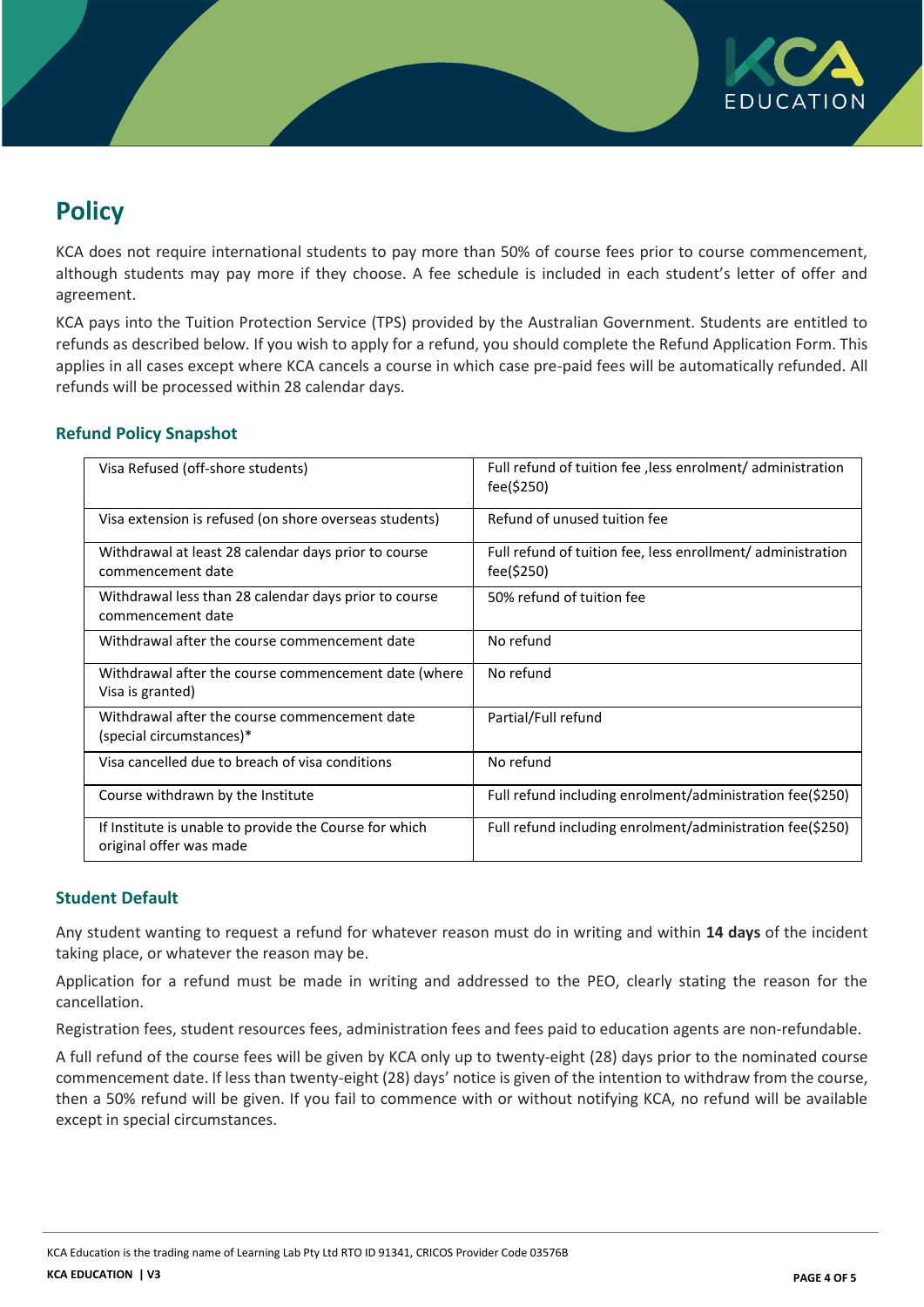## Policy

KCA does not require international students to pay more than 50% of course fees prior to course commencement, although students may pay more if they choose. A fee schedule is included in each student's letter of offer and agreement.

KCA pays into the Tuition Protection Service (TPS) provided by the Australian Government. Students are entitled to refunds as described below. If you wish to apply for a refund, you should complete the Refund Application Form. This applies in all cases except where KCA cancels a course in which case pre-paid fees will be automatically refunded. All refunds will be processed within 28 calendar days.

### Refund Policy Snapshot

| | |
|---|---|
| Visa Refused (off-shore students) | Full refund of tuition fee ,less enrolment/ administration fee($250) |
| Visa extension is refused (on shore overseas students) | Refund of unused tuition fee |
| Withdrawal at least 28 calendar days prior to course commencement date | Full refund of tuition fee, less enrollment/ administration fee($250) |
| Withdrawal less than 28 calendar days prior to course commencement date | 50% refund of tuition fee |
| Withdrawal after the course commencement date | No refund |
| Withdrawal after the course commencement date (where Visa is granted) | No refund |
| Withdrawal after the course commencement date (special circumstances)* | Partial/Full refund |
| Visa cancelled due to breach of visa conditions | No refund |
| Course withdrawn by the Institute | Full refund including enrolment/administration fee($250) |
| If Institute is unable to provide the Course for which original offer was made | Full refund including enrolment/administration fee($250) |

### Student Default

Any student wanting to request a refund for whatever reason must do in writing and within **14 days** of the incident taking place, or whatever the reason may be.

Application for a refund must be made in writing and addressed to the PEO, clearly stating the reason for the cancellation.

Registration fees, student resources fees, administration fees and fees paid to education agents are non-refundable.

A full refund of the course fees will be given by KCA only up to twenty-eight (28) days prior to the nominated course commencement date. If less than twenty-eight (28) days' notice is given of the intention to withdraw from the course, then a 50% refund will be given. If you fail to commence with or without notifying KCA, no refund will be available except in special circumstances.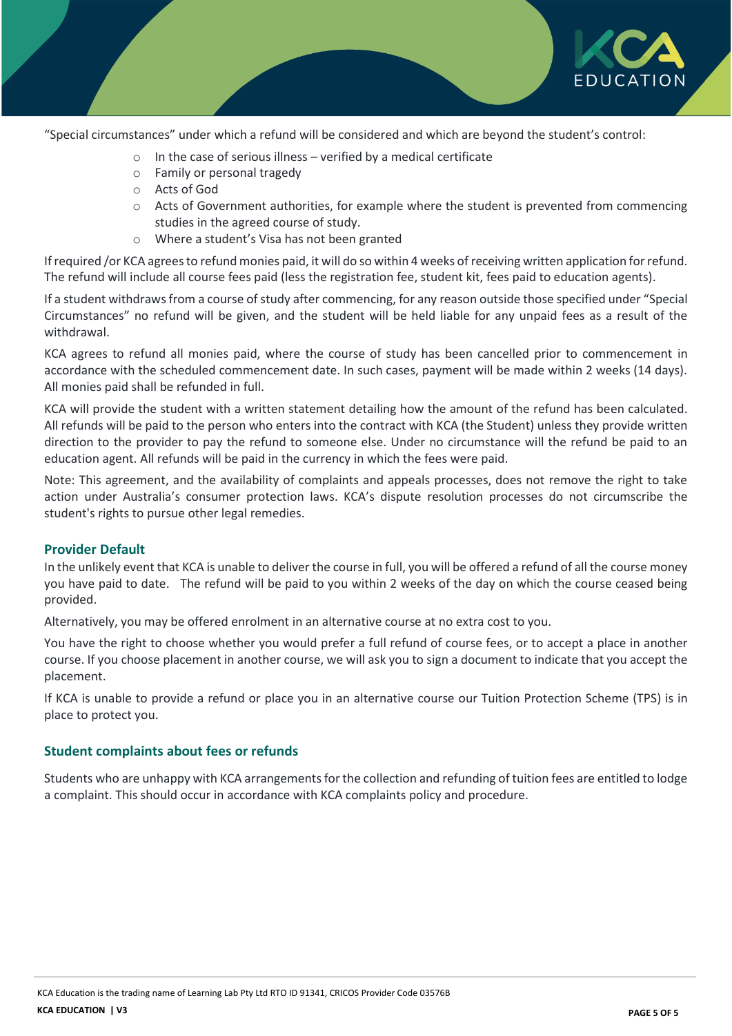"Special circumstances" under which a refund will be considered and which are beyond the student's control:

- In the case of serious illness – verified by a medical certificate
- Family or personal tragedy
- Acts of God
- Acts of Government authorities, for example where the student is prevented from commencing studies in the agreed course of study.
- Where a student's Visa has not been granted

If required /or KCA agrees to refund monies paid, it will do so within 4 weeks of receiving written application for refund. The refund will include all course fees paid (less the registration fee, student kit, fees paid to education agents).

If a student withdraws from a course of study after commencing, for any reason outside those specified under "Special Circumstances" no refund will be given, and the student will be held liable for any unpaid fees as a result of the withdrawal.

KCA agrees to refund all monies paid, where the course of study has been cancelled prior to commencement in accordance with the scheduled commencement date. In such cases, payment will be made within 2 weeks (14 days). All monies paid shall be refunded in full.

KCA will provide the student with a written statement detailing how the amount of the refund has been calculated. All refunds will be paid to the person who enters into the contract with KCA (the Student) unless they provide written direction to the provider to pay the refund to someone else. Under no circumstance will the refund be paid to an education agent. All refunds will be paid in the currency in which the fees were paid.

Note: This agreement, and the availability of complaints and appeals processes, does not remove the right to take action under Australia's consumer protection laws. KCA's dispute resolution processes do not circumscribe the student's rights to pursue other legal remedies.

## Provider Default

In the unlikely event that KCA is unable to deliver the course in full, you will be offered a refund of all the course money you have paid to date. The refund will be paid to you within 2 weeks of the day on which the course ceased being provided.

Alternatively, you may be offered enrolment in an alternative course at no extra cost to you.

You have the right to choose whether you would prefer a full refund of course fees, or to accept a place in another course. If you choose placement in another course, we will ask you to sign a document to indicate that you accept the placement.

If KCA is unable to provide a refund or place you in an alternative course our Tuition Protection Scheme (TPS) is in place to protect you.

## Student complaints about fees or refunds

Students who are unhappy with KCA arrangements for the collection and refunding of tuition fees are entitled to lodge a complaint. This should occur in accordance with KCA complaints policy and procedure.